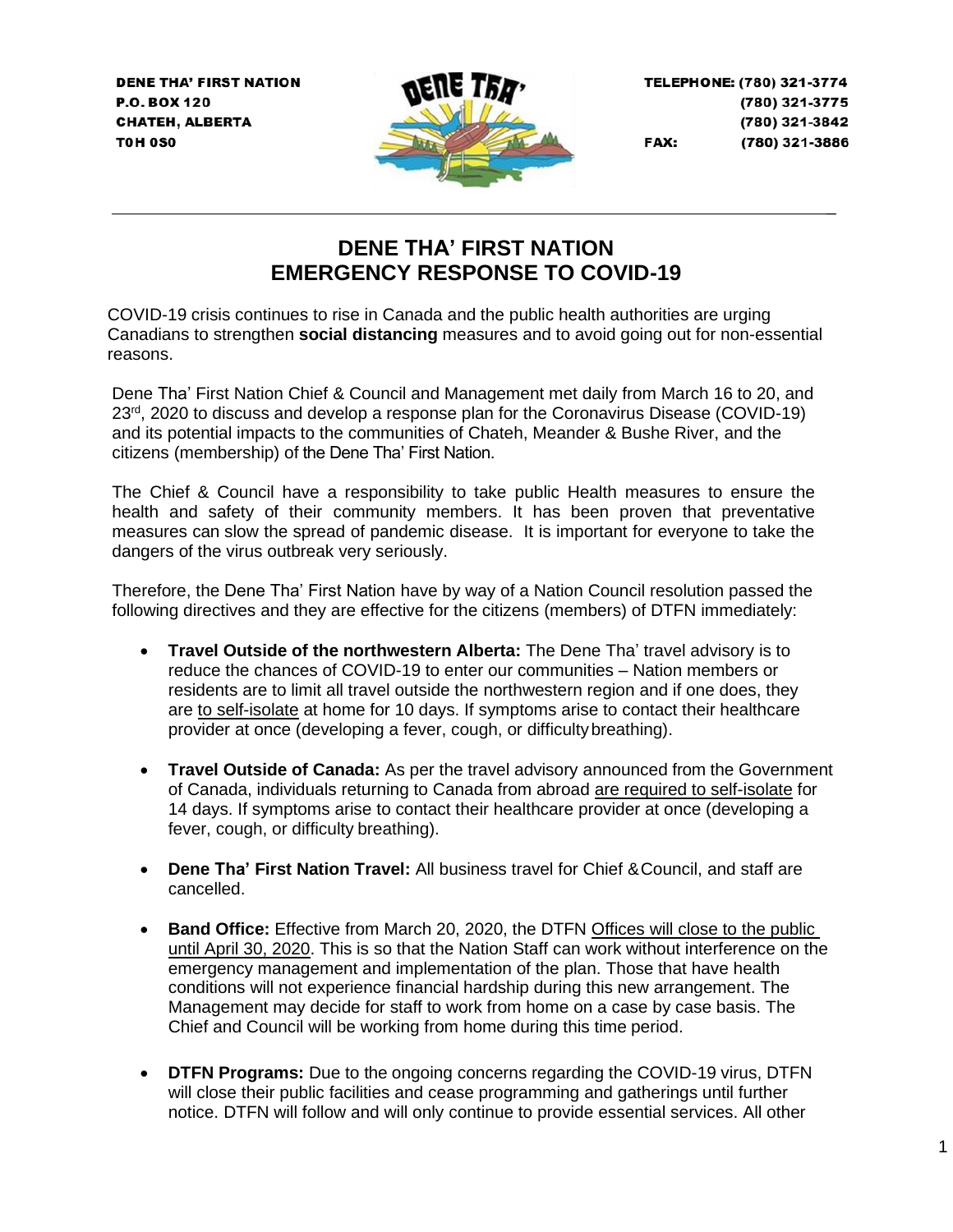DENE THA' FIRST NATION
P.O. BOX 120
CHATEH, ALBERTA
T0H 0S0

TELEPHONE: (780) 321-3774
(780) 321-3775
(780) 321-3842
FAX: (780) 321-3886

---

# DENE THA' FIRST NATION EMERGENCY RESPONSE TO COVID-19

COVID-19 crisis continues to rise in Canada and the public health authorities are urging Canadians to strengthen **social distancing** measures and to avoid going out for non-essential reasons.

Dene Tha' First Nation Chief & Council and Management met daily from March 16 to 20, and 23rd, 2020 to discuss and develop a response plan for the Coronavirus Disease (COVID-19) and its potential impacts to the communities of Chateh, Meander & Bushe River, and the citizens (membership) of the Dene Tha' First Nation.

The Chief & Council have a responsibility to take public Health measures to ensure the health and safety of their community members. It has been proven that preventative measures can slow the spread of pandemic disease. It is important for everyone to take the dangers of the virus outbreak very seriously.

Therefore, the Dene Tha' First Nation have by way of a Nation Council resolution passed the following directives and they are effective for the citizens (members) of DTFN immediately:

- **Travel Outside of the northwestern Alberta:** The Dene Tha' travel advisory is to reduce the chances of COVID-19 to enter our communities – Nation members or residents are to limit all travel outside the northwestern region and if one does, they are to self-isolate at home for 10 days. If symptoms arise to contact their healthcare provider at once (developing a fever, cough, or difficulty breathing).

- **Travel Outside of Canada:** As per the travel advisory announced from the Government of Canada, individuals returning to Canada from abroad are required to self-isolate for 14 days. If symptoms arise to contact their healthcare provider at once (developing a fever, cough, or difficulty breathing).

- **Dene Tha' First Nation Travel:** All business travel for Chief & Council, and staff are cancelled.

- **Band Office:** Effective from March 20, 2020, the DTFN Offices will close to the public until April 30, 2020. This is so that the Nation Staff can work without interference on the emergency management and implementation of the plan. Those that have health conditions will not experience financial hardship during this new arrangement. The Management may decide for staff to work from home on a case by case basis. The Chief and Council will be working from home during this time period.

- **DTFN Programs:** Due to the ongoing concerns regarding the COVID-19 virus, DTFN will close their public facilities and cease programming and gatherings until further notice. DTFN will follow and will only continue to provide essential services. All other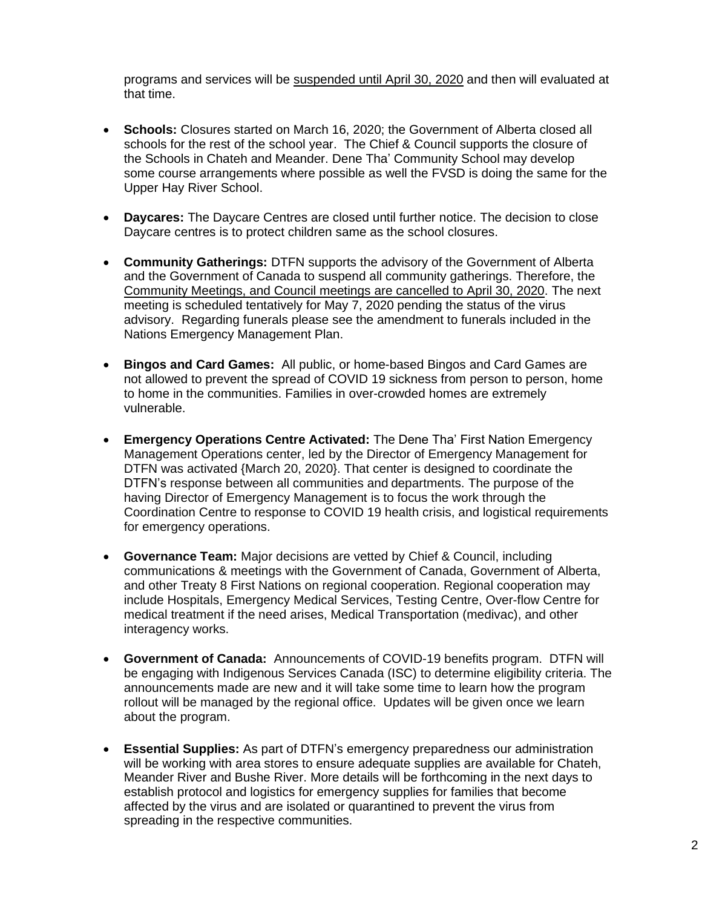programs and services will be suspended until April 30, 2020 and then will evaluated at that time.

- **Schools:** Closures started on March 16, 2020; the Government of Alberta closed all schools for the rest of the school year. The Chief & Council supports the closure of the Schools in Chateh and Meander. Dene Tha' Community School may develop some course arrangements where possible as well the FVSD is doing the same for the Upper Hay River School.

- **Daycares:** The Daycare Centres are closed until further notice. The decision to close Daycare centres is to protect children same as the school closures.

- **Community Gatherings:** DTFN supports the advisory of the Government of Alberta and the Government of Canada to suspend all community gatherings. Therefore, the Community Meetings, and Council meetings are cancelled to April 30, 2020. The next meeting is scheduled tentatively for May 7, 2020 pending the status of the virus advisory. Regarding funerals please see the amendment to funerals included in the Nations Emergency Management Plan.

- **Bingos and Card Games:** All public, or home-based Bingos and Card Games are not allowed to prevent the spread of COVID 19 sickness from person to person, home to home in the communities. Families in over-crowded homes are extremely vulnerable.

- **Emergency Operations Centre Activated:** The Dene Tha' First Nation Emergency Management Operations center, led by the Director of Emergency Management for DTFN was activated {March 20, 2020}. That center is designed to coordinate the DTFN's response between all communities and departments. The purpose of the having Director of Emergency Management is to focus the work through the Coordination Centre to response to COVID 19 health crisis, and logistical requirements for emergency operations.

- **Governance Team:** Major decisions are vetted by Chief & Council, including communications & meetings with the Government of Canada, Government of Alberta, and other Treaty 8 First Nations on regional cooperation. Regional cooperation may include Hospitals, Emergency Medical Services, Testing Centre, Over-flow Centre for medical treatment if the need arises, Medical Transportation (medivac), and other interagency works.

- **Government of Canada:** Announcements of COVID-19 benefits program. DTFN will be engaging with Indigenous Services Canada (ISC) to determine eligibility criteria. The announcements made are new and it will take some time to learn how the program rollout will be managed by the regional office. Updates will be given once we learn about the program.

- **Essential Supplies:** As part of DTFN's emergency preparedness our administration will be working with area stores to ensure adequate supplies are available for Chateh, Meander River and Bushe River. More details will be forthcoming in the next days to establish protocol and logistics for emergency supplies for families that become affected by the virus and are isolated or quarantined to prevent the virus from spreading in the respective communities.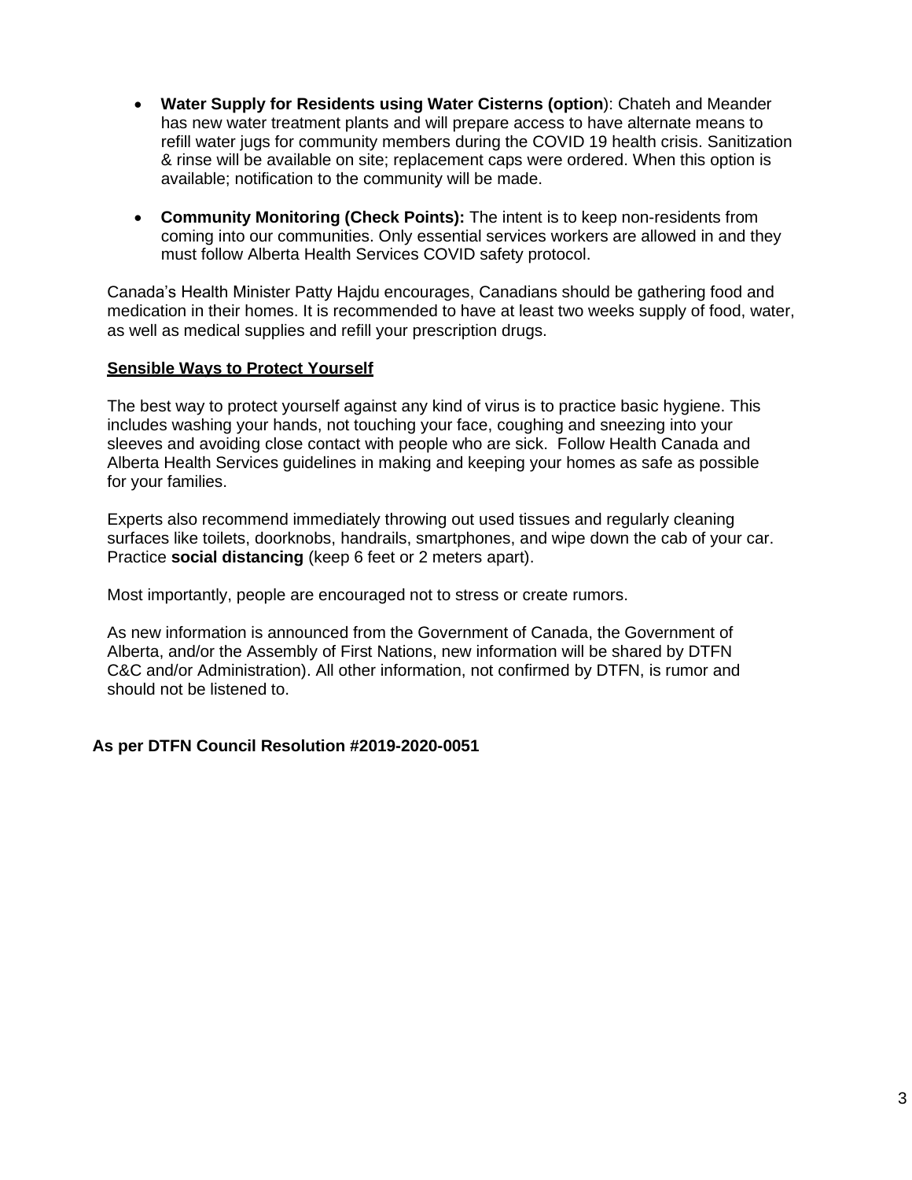- **Water Supply for Residents using Water Cisterns (option**): Chateh and Meander has new water treatment plants and will prepare access to have alternate means to refill water jugs for community members during the COVID 19 health crisis. Sanitization & rinse will be available on site; replacement caps were ordered. When this option is available; notification to the community will be made.

- **Community Monitoring (Check Points):** The intent is to keep non-residents from coming into our communities. Only essential services workers are allowed in and they must follow Alberta Health Services COVID safety protocol.

Canada's Health Minister Patty Hajdu encourages, Canadians should be gathering food and medication in their homes. It is recommended to have at least two weeks supply of food, water, as well as medical supplies and refill your prescription drugs.

**<u>Sensible Ways to Protect Yourself</u>**

The best way to protect yourself against any kind of virus is to practice basic hygiene. This includes washing your hands, not touching your face, coughing and sneezing into your sleeves and avoiding close contact with people who are sick. Follow Health Canada and Alberta Health Services guidelines in making and keeping your homes as safe as possible for your families.

Experts also recommend immediately throwing out used tissues and regularly cleaning surfaces like toilets, doorknobs, handrails, smartphones, and wipe down the cab of your car. Practice **social distancing** (keep 6 feet or 2 meters apart).

Most importantly, people are encouraged not to stress or create rumors.

As new information is announced from the Government of Canada, the Government of Alberta, and/or the Assembly of First Nations, new information will be shared by DTFN C&C and/or Administration). All other information, not confirmed by DTFN, is rumor and should not be listened to.

**As per DTFN Council Resolution #2019-2020-0051**